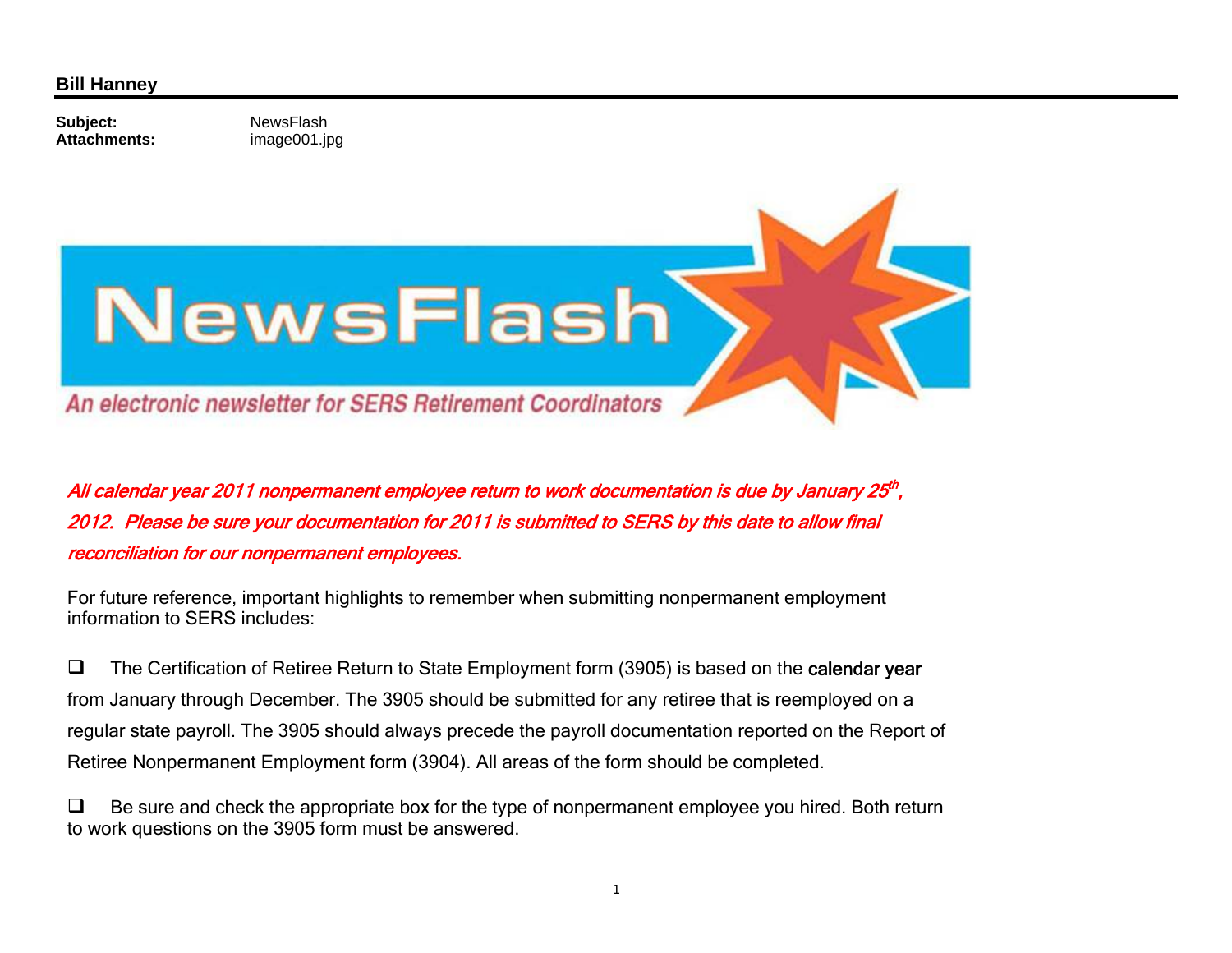**Bill Hanney**

**Subject:** NewsFlash
**Attachments:** image001.jpg

# NewsFlash

*An electronic newsletter for SERS Retirement Coordinators*

***All calendar year 2011 nonpermanent employee return to work documentation is due by January 25th, 2012. Please be sure your documentation for 2011 is submitted to SERS by this date to allow final reconciliation for our nonpermanent employees.***

For future reference, important highlights to remember when submitting nonpermanent employment information to SERS includes:

- ❑ The Certification of Retiree Return to State Employment form (3905) is based on the **calendar year** from January through December. The 3905 should be submitted for any retiree that is reemployed on a regular state payroll. The 3905 should always precede the payroll documentation reported on the Report of Retiree Nonpermanent Employment form (3904). All areas of the form should be completed.

- ❑ Be sure and check the appropriate box for the type of nonpermanent employee you hired. Both return to work questions on the 3905 form must be answered.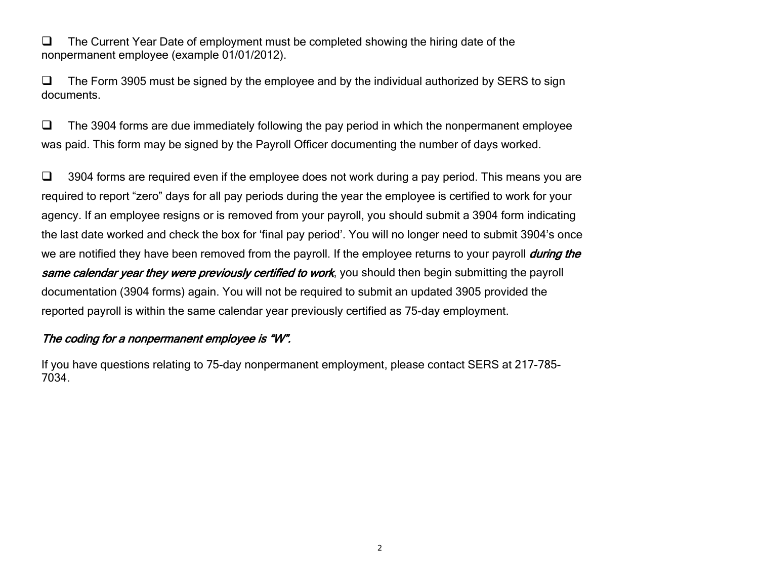- [ ] The Current Year Date of employment must be completed showing the hiring date of the nonpermanent employee (example 01/01/2012).

- [ ] The Form 3905 must be signed by the employee and by the individual authorized by SERS to sign documents.

- [ ] The 3904 forms are due immediately following the pay period in which the nonpermanent employee was paid. This form may be signed by the Payroll Officer documenting the number of days worked.

- [ ] 3904 forms are required even if the employee does not work during a pay period. This means you are required to report "zero" days for all pay periods during the year the employee is certified to work for your agency. If an employee resigns or is removed from your payroll, you should submit a 3904 form indicating the last date worked and check the box for 'final pay period'. You will no longer need to submit 3904's once we are notified they have been removed from the payroll. If the employee returns to your payroll *during the same calendar year they were previously certified to work*, you should then begin submitting the payroll documentation (3904 forms) again. You will not be required to submit an updated 3905 provided the reported payroll is within the same calendar year previously certified as 75-day employment.

*The coding for a nonpermanent employee is "W".*

If you have questions relating to 75-day nonpermanent employment, please contact SERS at 217-785-7034.